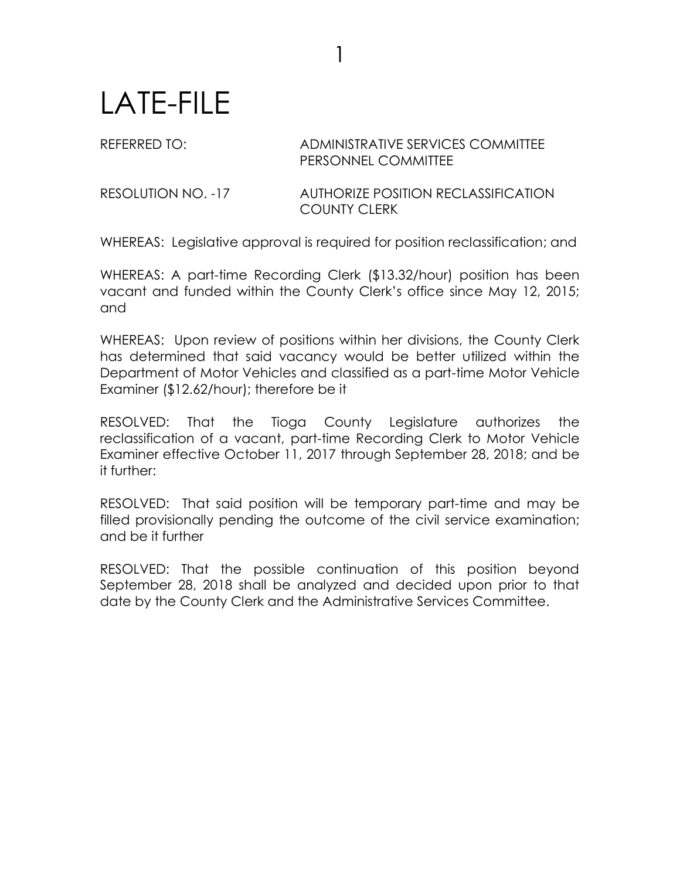# LATE-FILE

REFERRED TO: ADMINISTRATIVE SERVICES COMMITTEE
PERSONNEL COMMITTEE

RESOLUTION NO. -17 AUTHORIZE POSITION RECLASSIFICATION
COUNTY CLERK

WHEREAS: Legislative approval is required for position reclassification; and

WHEREAS: A part-time Recording Clerk ($13.32/hour) position has been vacant and funded within the County Clerk's office since May 12, 2015; and

WHEREAS: Upon review of positions within her divisions, the County Clerk has determined that said vacancy would be better utilized within the Department of Motor Vehicles and classified as a part-time Motor Vehicle Examiner ($12.62/hour); therefore be it

RESOLVED: That the Tioga County Legislature authorizes the reclassification of a vacant, part-time Recording Clerk to Motor Vehicle Examiner effective October 11, 2017 through September 28, 2018; and be it further:

RESOLVED: That said position will be temporary part-time and may be filled provisionally pending the outcome of the civil service examination; and be it further

RESOLVED: That the possible continuation of this position beyond September 28, 2018 shall be analyzed and decided upon prior to that date by the County Clerk and the Administrative Services Committee.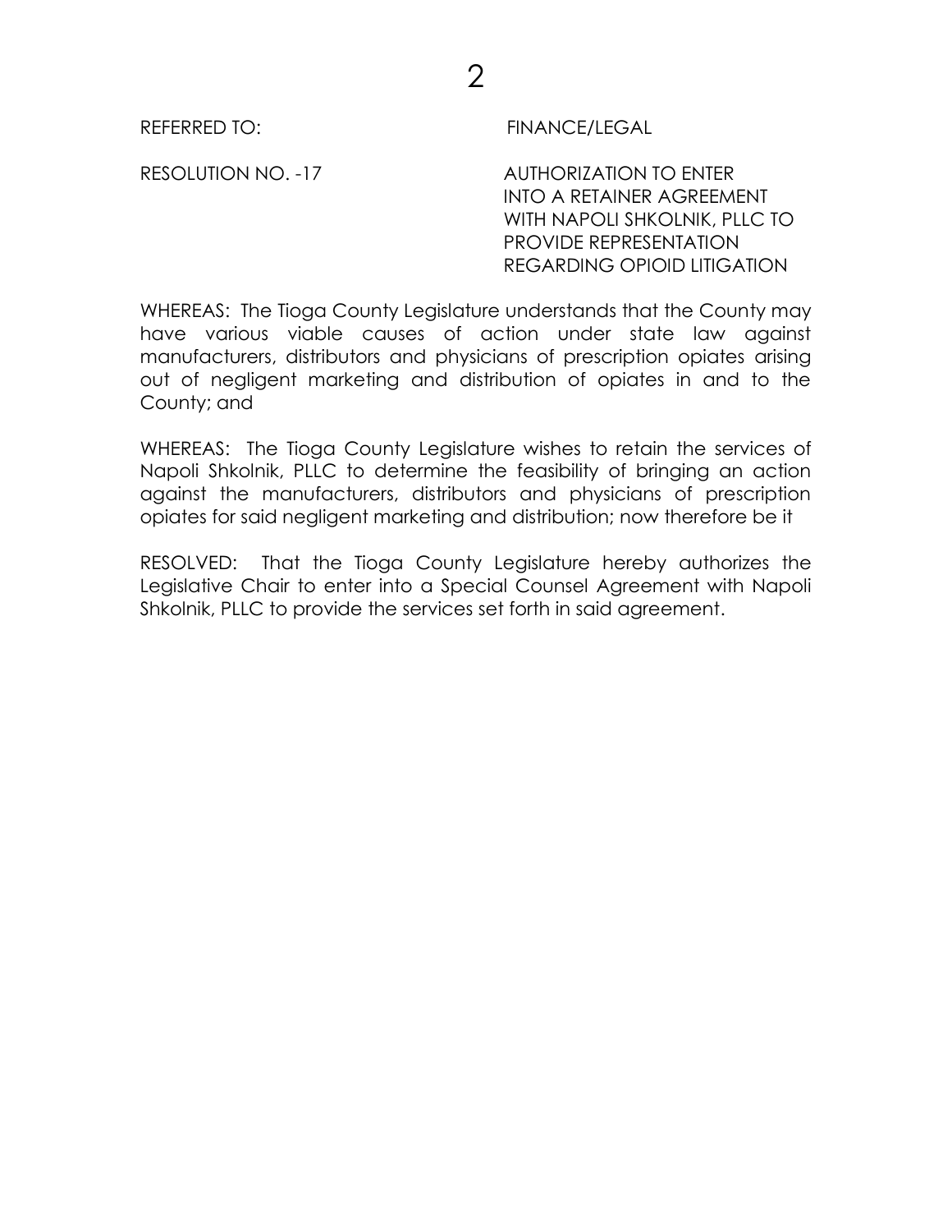REFERRED TO: FINANCE/LEGAL

RESOLUTION NO. -17 AUTHORIZATION TO ENTER INTO A RETAINER AGREEMENT WITH NAPOLI SHKOLNIK, PLLC TO PROVIDE REPRESENTATION REGARDING OPIOID LITIGATION

WHEREAS: The Tioga County Legislature understands that the County may have various viable causes of action under state law against manufacturers, distributors and physicians of prescription opiates arising out of negligent marketing and distribution of opiates in and to the County; and

WHEREAS: The Tioga County Legislature wishes to retain the services of Napoli Shkolnik, PLLC to determine the feasibility of bringing an action against the manufacturers, distributors and physicians of prescription opiates for said negligent marketing and distribution; now therefore be it

RESOLVED: That the Tioga County Legislature hereby authorizes the Legislative Chair to enter into a Special Counsel Agreement with Napoli Shkolnik, PLLC to provide the services set forth in said agreement.